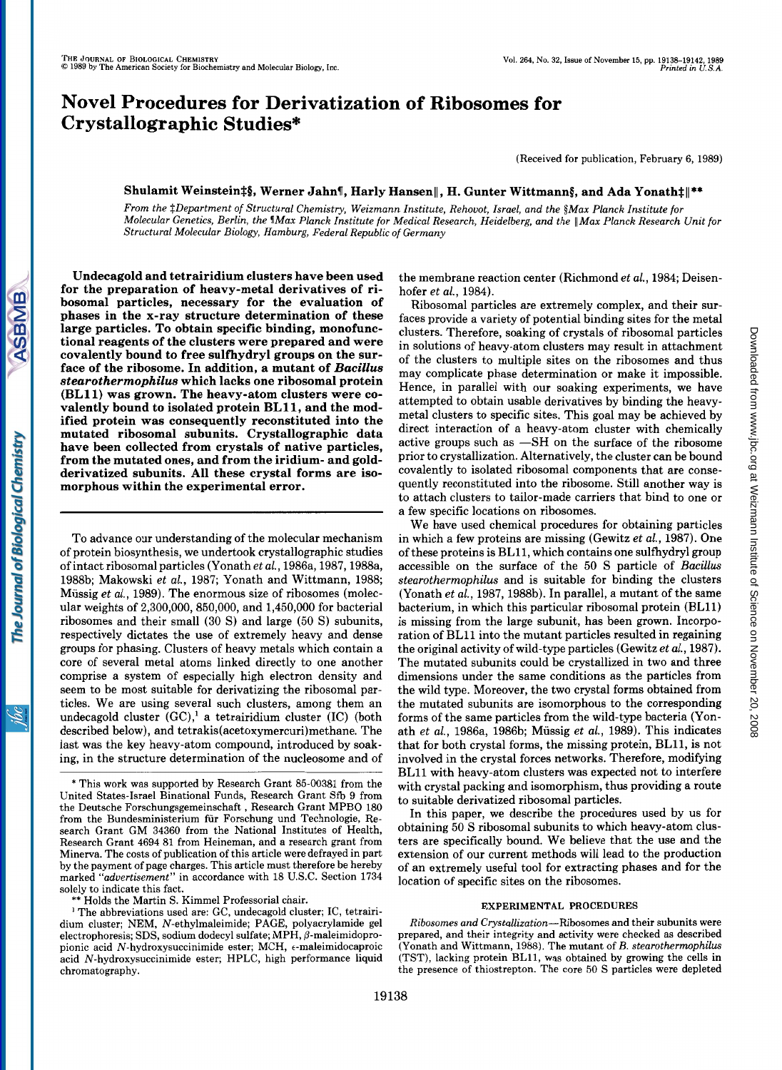# Novel Procedures for Derivatization of Ribosomes for Crystallographic Studies*

(Received for publication, February 6, 1989)

**Shulamit Weinstein‡§, Werner Jahn¶, Harly Hansen‖, H. Gunter Wittmann§, and Ada Yonath‡‖\*\***

*From the ‡Department of Structural Chemistry, Weizmann Institute, Rehovot, Israel, and the §Max Planck Institute for Molecular Genetics, Berlin, the ¶Max Planck Institute for Medical Research, Heidelberg, and the ‖Max Planck Research Unit for Structural Molecular Biology, Hamburg, Federal Republic of Germany*

**Undecagold and tetrairidium clusters have been used for the preparation of heavy-metal derivatives of ribosomal particles, necessary for the evaluation of phases in the x-ray structure determination of these large particles. To obtain specific binding, monofunctional reagents of the clusters were prepared and were covalently bound to free sulfhydryl groups on the surface of the ribosome. In addition, a mutant of *Bacillus stearothermophilus* which lacks one ribosomal protein (BL11) was grown. The heavy-atom clusters were covalently bound to isolated protein BL11, and the modified protein was consequently reconstituted into the mutated ribosomal subunits. Crystallographic data have been collected from crystals of native particles, from the mutated ones, and from the iridium- and gold-derivatized subunits. All these crystal forms are isomorphous within the experimental error.**

To advance our understanding of the molecular mechanism of protein biosynthesis, we undertook crystallographic studies of intact ribosomal particles (Yonath *et al.*, 1986a, 1987, 1988a, 1988b; Makowski *et al.*, 1987; Yonath and Wittmann, 1988; Müssig *et al.*, 1989). The enormous size of ribosomes (molecular weights of 2,300,000, 850,000, and 1,450,000 for bacterial ribosomes and their small (30 S) and large (50 S) subunits, respectively dictates the use of extremely heavy and dense groups for phasing. Clusters of heavy metals which contain a core of several metal atoms linked directly to one another comprise a system of especially high electron density and seem to be most suitable for derivatizing the ribosomal particles. We are using several such clusters, among them an undecagold cluster (GC),[1] a tetrairidium cluster (IC) (both described below), and tetrakis(acetoxymercuri)methane. The last was the key heavy-atom compound, introduced by soaking, in the structure determination of the nucleosome and of the membrane reaction center (Richmond *et al.*, 1984; Deisenhofer *et al.*, 1984).

Ribosomal particles are extremely complex, and their surfaces provide a variety of potential binding sites for the metal clusters. Therefore, soaking of crystals of ribosomal particles in solutions of heavy-atom clusters may result in attachment of the clusters to multiple sites on the ribosomes and thus may complicate phase determination or make it impossible. Hence, in parallel with our soaking experiments, we have attempted to obtain usable derivatives by binding the heavy-metal clusters to specific sites. This goal may be achieved by direct interaction of a heavy-atom cluster with chemically active groups such as —SH on the surface of the ribosome prior to crystallization. Alternatively, the cluster can be bound covalently to isolated ribosomal components that are consequently reconstituted into the ribosome. Still another way is to attach clusters to tailor-made carriers that bind to one or a few specific locations on ribosomes.

We have used chemical procedures for obtaining particles in which a few proteins are missing (Gewitz *et al.*, 1987). One of these proteins is BL11, which contains one sulfhydryl group accessible on the surface of the 50 S particle of *Bacillus stearothermophilus* and is suitable for binding the clusters (Yonath *et al.*, 1987, 1988b). In parallel, a mutant of the same bacterium, in which this particular ribosomal protein (BL11) is missing from the large subunit, has been grown. Incorporation of BL11 into the mutant particles resulted in regaining the original activity of wild-type particles (Gewitz *et al.*, 1987). The mutated subunits could be crystallized in two and three dimensions under the same conditions as the particles from the wild type. Moreover, the two crystal forms obtained from the mutated subunits are isomorphous to the corresponding forms of the same particles from the wild-type bacteria (Yonath *et al.*, 1986a, 1986b; Müssig *et al.*, 1989). This indicates that for both crystal forms, the missing protein, BL11, is not involved in the crystal forces networks. Therefore, modifying BL11 with heavy-atom clusters was expected not to interfere with crystal packing and isomorphism, thus providing a route to suitable derivatized ribosomal particles.

In this paper, we describe the procedures used by us for obtaining 50 S ribosomal subunits to which heavy-atom clusters are specifically bound. We believe that the use and the extension of our current methods will lead to the production of an extremely useful tool for extracting phases and for the location of specific sites on the ribosomes.

## EXPERIMENTAL PROCEDURES

*Ribosomes and Crystallization*—Ribosomes and their subunits were prepared, and their integrity and activity were checked as described (Yonath and Wittmann, 1988). The mutant of *B. stearothermophilus* (TST), lacking protein BL11, was obtained by growing the cells in the presence of thiostrepton. The core 50 S particles were depleted

---

\* This work was supported by Research Grant 85-00381 from the United States-Israel Binational Funds, Research Grant Sfb 9 from the Deutsche Forschungsgemeinschaft, Research Grant MPBO 180 from the Bundesministerium für Forschung und Technologie, Research Grant GM 34360 from the National Institutes of Health, Research Grant 4694 81 from Heineman, and a research grant from Minerva. The costs of publication of this article were defrayed in part by the payment of page charges. This article must therefore be hereby marked "*advertisement*" in accordance with 18 U.S.C. Section 1734 solely to indicate this fact.

\*\* Holds the Martin S. Kimmel Professorial chair.

[1] The abbreviations used are: GC, undecagold cluster; IC, tetrairidium cluster; NEM, N-ethylmaleimide; PAGE, polyacrylamide gel electrophoresis; SDS, sodium dodecyl sulfate; MPH, β-maleimidopropionic acid N-hydroxysuccinimide ester; MCH, ε-maleimidocaproic acid N-hydroxysuccinimide ester; HPLC, high performance liquid chromatography.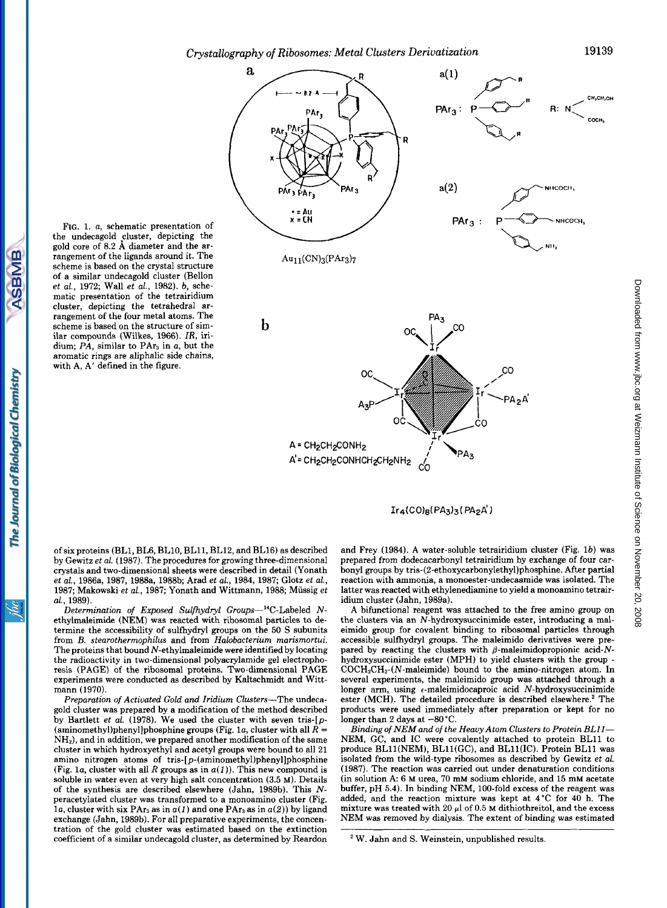FIG. 1. *a*, schematic presentation of the undecagold cluster, depicting the gold core of 8.2 Å diameter and the arrangement of the ligands around it. The scheme is based on the crystal structure of a similar undecagold cluster (Bellon *et al.*, 1972; Wall *et al.*, 1982). *b*, schematic presentation of the tetrairidium cluster, depicting the tetrahedral arrangement of the four metal atoms. The scheme is based on the structure of similar compounds (Wilkes, 1966). *IR*, iridium; *PA*, similar to $PAr_3$ in *a*, but the aromatic rings are aliphatic side chains, with A, A′ defined in the figure.

of six proteins (BL1, BL6, BL10, BL11, BL12, and BL16) as described by Gewitz *et al.* (1987). The procedures for growing three-dimensional crystals and two-dimensional sheets were described in detail (Yonath *et al.*, 1986a, 1987, 1988a, 1988b; Arad *et al.*, 1984, 1987; Glotz *et al.*, 1987; Makowski *et al.*, 1987; Yonath and Wittmann, 1988; Müssig *et al.*, 1989).

*Determination of Exposed Sulfhydryl Groups*—$^{14}C$-Labeled *N*-ethylmaleimide (NEM) was reacted with ribosomal particles to determine the accessibility of sulfhydryl groups on the 50 S subunits from *B. stearothermophilus* and from *Halobacterium marismortui*. The proteins that bound *N*-ethylmaleimide were identified by locating the radioactivity in two-dimensional polyacrylamide gel electrophoresis (PAGE) of the ribosomal proteins. Two-dimensional PAGE experiments were conducted as described by Kaltschmidt and Wittmann (1970).

*Preparation of Activated Gold and Iridium Clusters*—The undecagold cluster was prepared by a modification of the method described by Bartlett *et al.* (1978). We used the cluster with seven tris-[*p*-(aminomethyl)phenyl]phosphine groups (Fig. 1*a*, cluster with all $R = NH_2$), and in addition, we prepared another modification of the same cluster in which hydroxyethyl and acetyl groups were bound to all 21 amino nitrogen atoms of tris-[*p*-(aminomethyl)phenyl]phosphine (Fig. 1*a*, cluster with all *R* groups as in *a*(*1*)). This new compound is soluble in water even at very high salt concentration (3.5 M). Details of the synthesis are described elsewhere (Jahn, 1989b). This *N*-peracetylated cluster was transformed to a monoamino cluster (Fig. 1*a*, cluster with six $PAr_3$ as in *a*(*1*) and one $PAr_3$ as in *a*(*2*)) by ligand exchange (Jahn, 1989b). For all preparative experiments, the concentration of the gold cluster was estimated based on the extinction coefficient of a similar undecagold cluster, as determined by Reardon and Frey (1984). A water-soluble tetrairidium cluster (Fig. 1*b*) was prepared from dodecacarbonyl tetrairidium by exchange of four carbonyl groups by tris-(2-ethoxycarbonylethyl)phosphine. After partial reaction with ammonia, a monoester-undecaamide was isolated. The latter was reacted with ethylenediamine to yield a monoamino tetrairidium cluster (Jahn, 1989a).

A bifunctional reagent was attached to the free amino group on the clusters via an *N*-hydroxysuccinimide ester, introducing a maleimido group for covalent binding to ribosomal particles through accessible sulfhydryl groups. The maleimido derivatives were prepared by reacting the clusters with β-maleimidopropionic acid-*N*-hydroxysuccinimide ester (MPH) to yield clusters with the group -$COCH_2CH_2$-(*N*-maleimide) bound to the amino-nitrogen atom. In several experiments, the maleimido group was attached through a longer arm, using ε-maleimidocaproic acid *N*-hydroxysuccinimide ester (MCH). The detailed procedure is described elsewhere.[2] The products were used immediately after preparation or kept for no longer than 2 days at −80 °C.

*Binding of NEM and of the Heavy Atom Clusters to Protein BL11*—NEM, GC, and IC were covalently attached to protein BL11 to produce BL11(NEM), BL11(GC), and BL11(IC). Protein BL11 was isolated from the wild-type ribosomes as described by Gewitz *et al.* (1987). The reaction was carried out under denaturation conditions (in solution A: 6 M urea, 70 mM sodium chloride, and 15 mM acetate buffer, pH 5.4). In binding NEM, 100-fold excess of the reagent was added, and the reaction mixture was kept at 4 °C for 40 h. The mixture was treated with 20 μl of 0.5 M dithiothreitol, and the excess NEM was removed by dialysis. The extent of binding was estimated

[2] W. Jahn and S. Weinstein, unpublished results.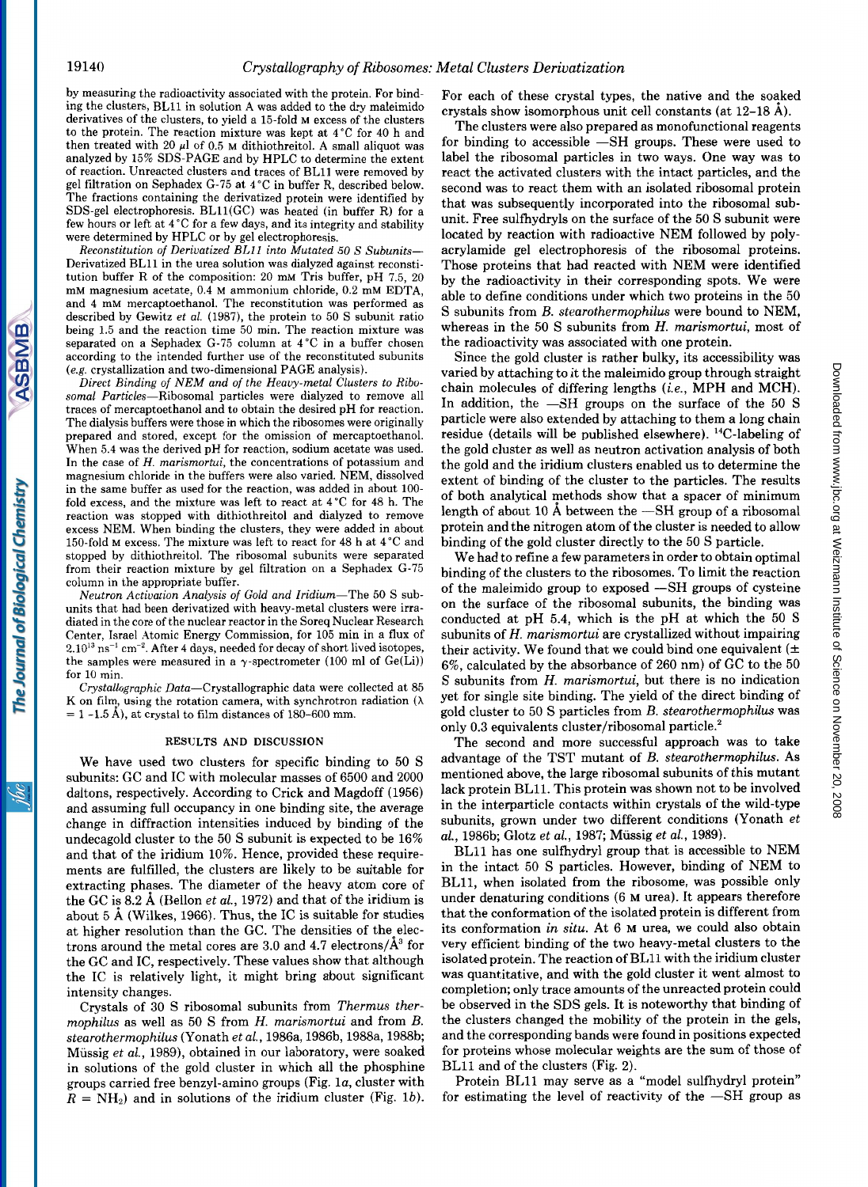by measuring the radioactivity associated with the protein. For binding the clusters, BL11 in solution A was added to the dry maleimido derivatives of the clusters, to yield a 15-fold M excess of the clusters to the protein. The reaction mixture was kept at 4 °C for 40 h and then treated with 20 μl of 0.5 M dithiothreitol. A small aliquot was analyzed by 15% SDS-PAGE and by HPLC to determine the extent of reaction. Unreacted clusters and traces of BL11 were removed by gel filtration on Sephadex G-75 at 4 °C in buffer R, described below. The fractions containing the derivatized protein were identified by SDS-gel electrophoresis. BL11(GC) was heated (in buffer R) for a few hours or left at 4 °C for a few days, and its integrity and stability were determined by HPLC or by gel electrophoresis.

*Reconstitution of Derivatized BL11 into Mutated 50 S Subunits*—Derivatized BL11 in the urea solution was dialyzed against reconstitution buffer R of the composition: 20 mM Tris buffer, pH 7.5, 20 mM magnesium acetate, 0.4 M ammonium chloride, 0.2 mM EDTA, and 4 mM mercaptoethanol. The reconstitution was performed as described by Gewitz *et al.* (1987), the protein to 50 S subunit ratio being 1.5 and the reaction time 50 min. The reaction mixture was separated on a Sephadex G-75 column at 4 °C in a buffer chosen according to the intended further use of the reconstituted subunits (*e.g.* crystallization and two-dimensional PAGE analysis).

*Direct Binding of NEM and of the Heavy-metal Clusters to Ribosomal Particles*—Ribosomal particles were dialyzed to remove all traces of mercaptoethanol and to obtain the desired pH for reaction. The dialysis buffers were those in which the ribosomes were originally prepared and stored, except for the omission of mercaptoethanol. When 5.4 was the derived pH for reaction, sodium acetate was used. In the case of *H. marismortui*, the concentrations of potassium and magnesium chloride in the buffers were also varied. NEM, dissolved in the same buffer as used for the reaction, was added in about 100-fold excess, and the mixture was left to react at 4 °C for 48 h. The reaction was stopped with dithiothreitol and dialyzed to remove excess NEM. When binding the clusters, they were added in about 150-fold M excess. The mixture was left to react for 48 h at 4 °C and stopped by dithiothreitol. The ribosomal subunits were separated from their reaction mixture by gel filtration on a Sephadex G-75 column in the appropriate buffer.

*Neutron Activation Analysis of Gold and Iridium*—The 50 S subunits that had been derivatized with heavy-metal clusters were irradiated in the core of the nuclear reactor in the Soreq Nuclear Research Center, Israel Atomic Energy Commission, for 105 min in a flux of $2.10^{13}$ ns$^{-1}$ cm$^{-2}$. After 4 days, needed for decay of short lived isotopes, the samples were measured in a γ-spectrometer (100 ml of Ge(Li)) for 10 min.

*Crystallographic Data*—Crystallographic data were collected at 85 K on film, using the rotation camera, with synchrotron radiation (λ = 1 -1.5 Å), at crystal to film distances of 180–600 mm.

## RESULTS AND DISCUSSION

We have used two clusters for specific binding to 50 S subunits: GC and IC with molecular masses of 6500 and 2000 daltons, respectively. According to Crick and Magdoff (1956) and assuming full occupancy in one binding site, the average change in diffraction intensities induced by binding of the undecagold cluster to the 50 S subunit is expected to be 16% and that of the iridium 10%. Hence, provided these requirements are fulfilled, the clusters are likely to be suitable for extracting phases. The diameter of the heavy atom core of the GC is 8.2 Å (Bellon *et al.*, 1972) and that of the iridium is about 5 Å (Wilkes, 1966). Thus, the IC is suitable for studies at higher resolution than the GC. The densities of the electrons around the metal cores are 3.0 and 4.7 electrons/Å$^3$ for the GC and IC, respectively. These values show that although the IC is relatively light, it might bring about significant intensity changes.

Crystals of 30 S ribosomal subunits from *Thermus thermophilus* as well as 50 S from *H. marismortui* and from *B. stearothermophilus* (Yonath *et al.*, 1986a, 1986b, 1988a, 1988b; Müssig *et al.*, 1989), obtained in our laboratory, were soaked in solutions of the gold cluster in which all the phosphine groups carried free benzyl-amino groups (Fig. 1*a*, cluster with $R = NH_2$) and in solutions of the iridium cluster (Fig. 1*b*). For each of these crystal types, the native and the soaked crystals show isomorphous unit cell constants (at 12–18 Å).

The clusters were also prepared as monofunctional reagents for binding to accessible —SH groups. These were used to label the ribosomal particles in two ways. One way was to react the activated clusters with the intact particles, and the second was to react them with an isolated ribosomal protein that was subsequently incorporated into the ribosomal subunit. Free sulfhydryls on the surface of the 50 S subunit were located by reaction with radioactive NEM followed by polyacrylamide gel electrophoresis of the ribosomal proteins. Those proteins that had reacted with NEM were identified by the radioactivity in their corresponding spots. We were able to define conditions under which two proteins in the 50 S subunits from *B. stearothermophilus* were bound to NEM, whereas in the 50 S subunits from *H. marismortui*, most of the radioactivity was associated with one protein.

Since the gold cluster is rather bulky, its accessibility was varied by attaching to it the maleimido group through straight chain molecules of differing lengths (*i.e.*, MPH and MCH). In addition, the —SH groups on the surface of the 50 S particle were also extended by attaching to them a long chain residue (details will be published elsewhere). $^{14}$C-labeling of the gold cluster as well as neutron activation analysis of both the gold and the iridium clusters enabled us to determine the extent of binding of the cluster to the particles. The results of both analytical methods show that a spacer of minimum length of about 10 Å between the —SH group of a ribosomal protein and the nitrogen atom of the cluster is needed to allow binding of the gold cluster directly to the 50 S particle.

We had to refine a few parameters in order to obtain optimal binding of the clusters to the ribosomes. To limit the reaction of the maleimido group to exposed —SH groups of cysteine on the surface of the ribosomal subunits, the binding was conducted at pH 5.4, which is the pH at which the 50 S subunits of *H. marismortui* are crystallized without impairing their activity. We found that we could bind one equivalent (± 6%, calculated by the absorbance of 260 nm) of GC to the 50 S subunits from *H. marismortui*, but there is no indication yet for single site binding. The yield of the direct binding of gold cluster to 50 S particles from *B. stearothermophilus* was only 0.3 equivalents cluster/ribosomal particle.[2]

The second and more successful approach was to take advantage of the TST mutant of *B. stearothermophilus*. As mentioned above, the large ribosomal subunits of this mutant lack protein BL11. This protein was shown not to be involved in the interparticle contacts within crystals of the wild-type subunits, grown under two different conditions (Yonath *et al.*, 1986b; Glotz *et al.*, 1987; Müssig *et al.*, 1989).

BL11 has one sulfhydryl group that is accessible to NEM in the intact 50 S particles. However, binding of NEM to BL11, when isolated from the ribosome, was possible only under denaturing conditions (6 M urea). It appears therefore that the conformation of the isolated protein is different from its conformation *in situ*. At 6 M urea, we could also obtain very efficient binding of the two heavy-metal clusters to the isolated protein. The reaction of BL11 with the iridium cluster was quantitative, and with the gold cluster it went almost to completion; only trace amounts of the unreacted protein could be observed in the SDS gels. It is noteworthy that binding of the clusters changed the mobility of the protein in the gels, and the corresponding bands were found in positions expected for proteins whose molecular weights are the sum of those of BL11 and of the clusters (Fig. 2).

Protein BL11 may serve as a "model sulfhydryl protein" for estimating the level of reactivity of the —SH group as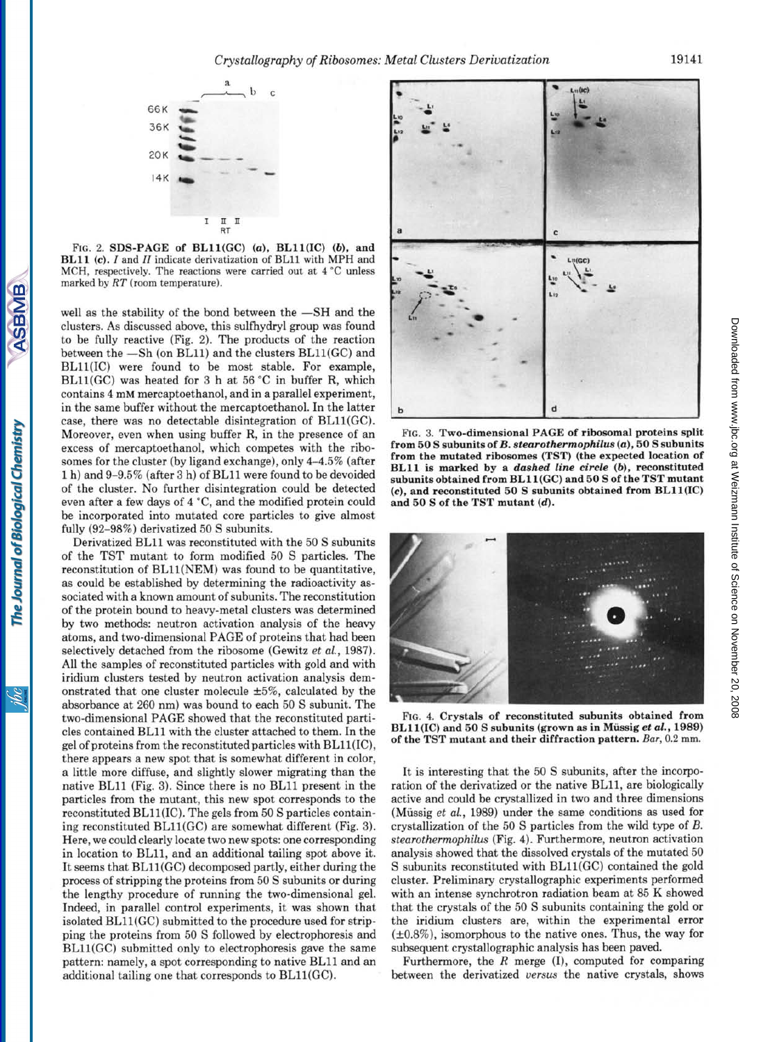FIG. 2. **SDS-PAGE of BL11(GC) (*a*), BL11(IC) (*b*), and BL11 (*c*).** *I* and *II* indicate derivatization of BL11 with MPH and MCH, respectively. The reactions were carried out at 4 °C unless marked by *RT* (room temperature).

well as the stability of the bond between the —SH and the clusters. As discussed above, this sulfhydryl group was found to be fully reactive (Fig. 2). The products of the reaction between the —Sh (on BL11) and the clusters BL11(GC) and BL11(IC) were found to be most stable. For example, BL11(GC) was heated for 3 h at 56 °C in buffer R, which contains 4 mM mercaptoethanol, and in a parallel experiment, in the same buffer without the mercaptoethanol. In the latter case, there was no detectable disintegration of BL11(GC). Moreover, even when using buffer R, in the presence of an excess of mercaptoethanol, which competes with the ribosomes for the cluster (by ligand exchange), only 4–4.5% (after 1 h) and 9–9.5% (after 3 h) of BL11 were found to be devoided of the cluster. No further disintegration could be detected even after a few days of 4 °C, and the modified protein could be incorporated into mutated core particles to give almost fully (92–98%) derivatized 50 S subunits.

Derivatized BL11 was reconstituted with the 50 S subunits of the TST mutant to form modified 50 S particles. The reconstitution of BL11(NEM) was found to be quantitative, as could be established by determining the radioactivity associated with a known amount of subunits. The reconstitution of the protein bound to heavy-metal clusters was determined by two methods: neutron activation analysis of the heavy atoms, and two-dimensional PAGE of proteins that had been selectively detached from the ribosome (Gewitz *et al.*, 1987). All the samples of reconstituted particles with gold and with iridium clusters tested by neutron activation analysis demonstrated that one cluster molecule ±5%, calculated by the absorbance at 260 nm) was bound to each 50 S subunit. The two-dimensional PAGE showed that the reconstituted particles contained BL11 with the cluster attached to them. In the gel of proteins from the reconstituted particles with BL11(IC), there appears a new spot that is somewhat different in color, a little more diffuse, and slightly slower migrating than the native BL11 (Fig. 3). Since there is no BL11 present in the particles from the mutant, this new spot corresponds to the reconstituted BL11(IC). The gels from 50 S particles containing reconstituted BL11(GC) are somewhat different (Fig. 3). Here, we could clearly locate two new spots: one corresponding in location to BL11, and an additional tailing spot above it. It seems that BL11(GC) decomposed partly, either during the process of stripping the proteins from 50 S subunits or during the lengthy procedure of running the two-dimensional gel. Indeed, in parallel control experiments, it was shown that isolated BL11(GC) submitted to the procedure used for stripping the proteins from 50 S followed by electrophoresis and BL11(GC) submitted only to electrophoresis gave the same pattern: namely, a spot corresponding to native BL11 and an additional tailing one that corresponds to BL11(GC).

FIG. 3. **Two-dimensional PAGE of ribosomal proteins split from 50 S subunits of *B. stearothermophilus* (*a*), 50 S subunits from the mutated ribosomes (TST) (the expected location of BL11 is marked by a *dashed line circle* (*b*), reconstituted subunits obtained from BL11(GC) and 50 S of the TST mutant (*c*), and reconstituted 50 S subunits obtained from BL11(IC) and 50 S of the TST mutant (*d*).**

FIG. 4. **Crystals of reconstituted subunits obtained from BL11(IC) and 50 S subunits (grown as in Müssig *et al.*, 1989) of the TST mutant and their diffraction pattern.** *Bar*, 0.2 mm.

It is interesting that the 50 S subunits, after the incorporation of the derivatized or the native BL11, are biologically active and could be crystallized in two and three dimensions (Müssig *et al.*, 1989) under the same conditions as used for crystallization of the 50 S particles from the wild type of *B. stearothermophilus* (Fig. 4). Furthermore, neutron activation analysis showed that the dissolved crystals of the mutated 50 S subunits reconstituted with BL11(GC) contained the gold cluster. Preliminary crystallographic experiments performed with an intense synchrotron radiation beam at 85 K showed that the crystals of the 50 S subunits containing the gold or the iridium clusters are, within the experimental error (±0.8%), isomorphous to the native ones. Thus, the way for subsequent crystallographic analysis has been paved.

Furthermore, the *R* merge (I), computed for comparing between the derivatized *versus* the native crystals, shows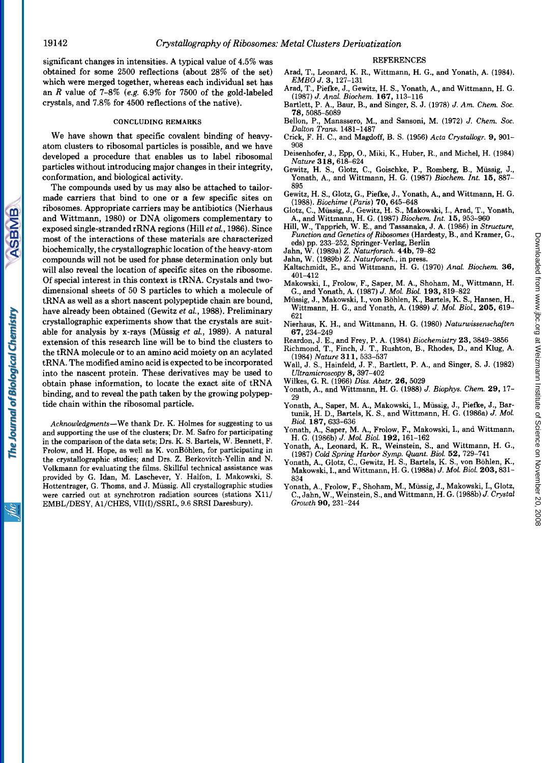significant changes in intensities. A typical value of 4.5% was obtained for some 2500 reflections (about 28% of the set) which were merged together, whereas each individual set has an R value of 7–8% (*e.g.* 6.9% for 7500 of the gold-labeled crystals, and 7.8% for 4500 reflections of the native).

## CONCLUDING REMARKS

We have shown that specific covalent binding of heavy-atom clusters to ribosomal particles is possible, and we have developed a procedure that enables us to label ribosomal particles without introducing major changes in their integrity, conformation, and biological activity.

The compounds used by us may also be attached to tailor-made carriers that bind to one or a few specific sites on ribosomes. Appropriate carriers may be antibiotics (Nierhaus and Wittmann, 1980) or DNA oligomers complementary to exposed single-stranded rRNA regions (Hill *et al.*, 1986). Since most of the interactions of these materials are characterized biochemically, the crystallographic location of the heavy-atom compounds will not be used for phase determination only but will also reveal the location of specific sites on the ribosome. Of special interest in this context is tRNA. Crystals and two-dimensional sheets of 50 S particles to which a molecule of tRNA as well as a short nascent polypeptide chain are bound, have already been obtained (Gewitz *et al.*, 1988). Preliminary crystallographic experiments show that the crystals are suitable for analysis by x-rays (Müssig *et al.*, 1989). A natural extension of this research line will be to bind the clusters to the tRNA molecule or to an amino acid moiety on an acylated tRNA. The modified amino acid is expected to be incorporated into the nascent protein. These derivatives may be used to obtain phase information, to locate the exact site of tRNA binding, and to reveal the path taken by the growing polypeptide chain within the ribosomal particle.

*Acknowledgments*—We thank Dr. K. Holmes for suggesting to us and supporting the use of the clusters; Dr. M. Safro for participating in the comparison of the data sets; Drs. K. S. Bartels, W. Bennett, F. Frolow, and H. Hope, as well as K. vonBöhlen, for participating in the crystallographic studies; and Drs. Z. Berkovitch-Yellin and N. Volkmann for evaluating the films. Skillful technical assistance was provided by G. Idan, M. Laschever, Y. Halfon, I. Makowski, S. Hottentrager, G. Thoms, and J. Müssig. All crystallographic studies were carried out at synchrotron radiation sources (stations X11/EMBL/DESY, A1/CHES, VII(I)/SSRL, 9.6 SRSI Daresbury).

## REFERENCES

Arad, T., Leonard, K. R., Wittmann, H. G., and Yonath, A. (1984). *EMBO J.* **3**, 127–131

Arad, T., Piefke, J., Gewitz, H. S., Yonath, A., and Wittmann, H. G. (1987) *J. Anal. Biochem.* **167**, 113–116

Bartlett, P. A., Baur, B., and Singer, S. J. (1978) *J. Am. Chem. Soc.* **78**, 5085–5089

Bellon, P., Manassero, M., and Sansoni, M. (1972) *J. Chem. Soc. Dalton Trans.* 1481–1487

Crick, F. H. C., and Magdoff, B. S. (1956) *Acta Crystallogr.* **9**, 901–908

Deisenhofer, J., Epp, O., Miki, K., Huber, R., and Michel, H. (1984) *Nature* **318**, 618–624

Gewitz, H. S., Glotz, C., Goischke, P., Romberg, B., Müssig, J., Yonath, A., and Wittmann, H. G. (1987) *Biochem. Int.* **15**, 887–895

Gewitz, H. S., Glotz, G., Piefke, J., Yonath, A., and Wittmann, H. G. (1988). *Biochime (Paris)* **70**, 645–648

Glotz, C., Müssig, J., Gewitz, H. S., Makowski, I., Arad, T., Yonath, A., and Wittmann, H. G. (1987) *Biochem. Int.* **15**, 953–960

Hill, W., Tapprich, W. E., and Tassanaka, J. A. (1986) in *Structure, Function and Genetics of Ribosomes* (Hardesty, B., and Kramer, G., eds) pp. 233–252, Springer-Verlag, Berlin

Jahn, W. (1989a) *Z. Naturforsch.* **44b**, 79–82

Jahn, W. (1989b) *Z. Naturforsch.*, in press.

Kaltschmidt, E., and Wittmann, H. G. (1970) *Anal. Biochem.* **36**, 401–412

Makowski, I., Frolow, F., Saper, M. A., Shoham, M., Wittmann, H. G., and Yonath, A. (1987) *J. Mol. Biol.* **193**, 819–822

Müssig, J., Makowski, I., von Böhlen, K., Bartels, K. S., Hansen, H., Wittmann, H. G., and Yonath, A. (1989) *J. Mol. Biol.*, **205**, 619–621

Nierhaus, K. H., and Wittmann, H. G. (1980) *Naturwissenschaften* **67**, 234–249

Reardon, J. E., and Frey, P. A. (1984) *Biochemistry* **23**, 3849–3856

Richmond, T., Finch, J. T., Rushton, B., Rhodes, D., and Klug, A. (1984) *Nature* **311**, 533–537

Wall, J. S., Hainfeld, J. F., Bartlett, P. A., and Singer, S. J. (1982) *Ultramicroscopy* **8**, 397–402

Wilkes, G. R. (1966) *Diss. Abstr.* **26**, 5029

Yonath, A., and Wittmann, H. G. (1988) *J. Biophys. Chem.* **29**, 17–29

Yonath, A., Saper, M. A., Makowski, I., Müssig, J., Piefke, J., Bartunik, H. D., Bartels, K. S., and Wittmann, H. G. (1986a) *J. Mol. Biol.* **187**, 633–636

Yonath, A., Saper, M. A., Frolow, F., Makowski, I., and Wittmann, H. G. (1986b) *J. Mol. Biol.* **192**, 161–162

Yonath, A., Leonard, K. R., Weinstein, S., and Wittmann, H. G., (1987) *Cold Spring Harbor Symp. Quant. Biol.* **52**, 729–741

Yonath, A., Glotz, C., Gewitz, H. S., Bartels, K. S., von Böhlen, K., Makowski, I., and Wittmann, H. G. (1988a) *J. Mol. Biol.* **203**, 831–834

Yonath, A., Frolow, F., Shoham, M., Müssig, J., Makowski, I., Glotz, C., Jahn, W., Weinstein, S., and Wittmann, H. G. (1988b) *J. Crystal Growth* **90**, 231–244